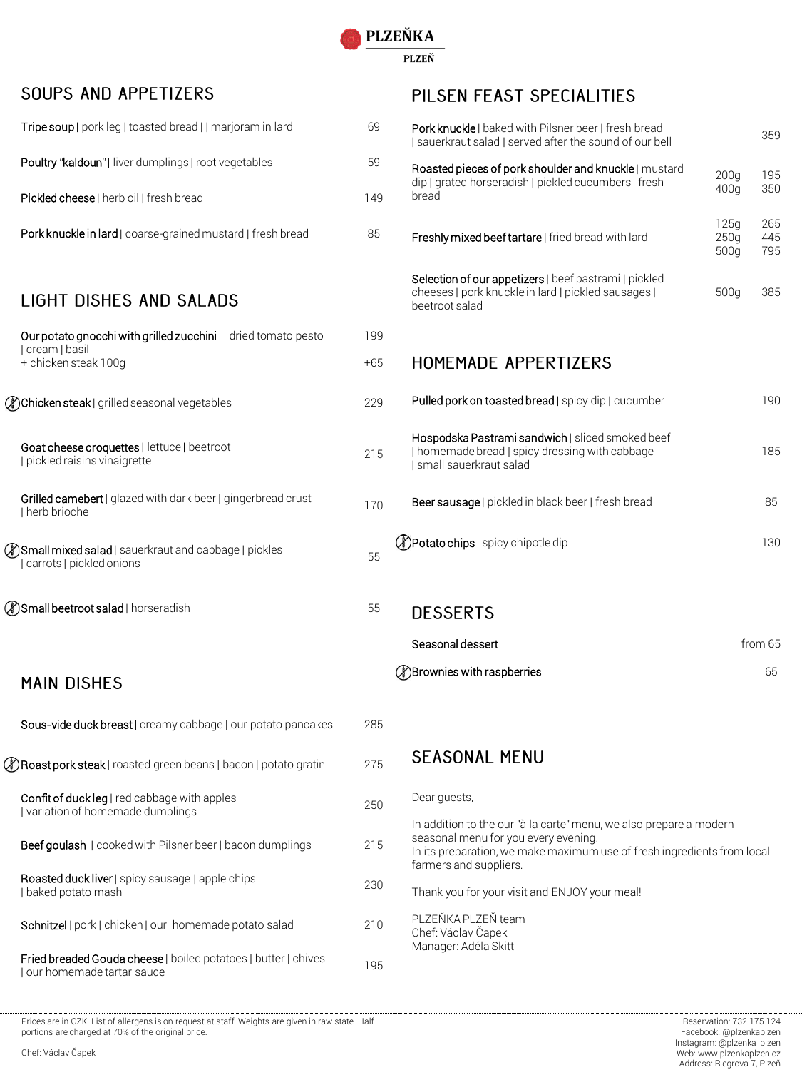# PLZEŇKA

PLZEŇ

## SOUPS AND APPETIZERS

| Dish | Price |
|---|---|
| **Tripe soup** \| pork leg \| toasted bread \| \| marjoram in lard | 69 |
| **Poultry "kaldoun"** \| liver dumplings \| root vegetables | 59 |
| **Pickled cheese** \| herb oil \| fresh bread | 149 |
| **Pork knuckle in lard** \| coarse-grained mustard \| fresh bread | 85 |

## LIGHT DISHES AND SALADS

| Dish | Price |
|---|---|
| **Our potato gnocchi with grilled zucchini** \| \| dried tomato pesto \| cream \| basil | 199 |
| + chicken steak 100g | +65 |
| **Chicken steak** \| grilled seasonal vegetables | 229 |
| **Goat cheese croquettes** \| lettuce \| beetroot \| pickled raisins vinaigrette | 215 |
| **Grilled camebert** \| glazed with dark beer \| gingerbread crust \| herb brioche | 170 |
| **Small mixed salad** \| sauerkraut and cabbage \| pickles \| carrots \| pickled onions | 55 |
| **Small beetroot salad** \| horseradish | 55 |

## MAIN DISHES

| Dish | Price |
|---|---|
| **Sous-vide duck breast** \| creamy cabbage \| our potato pancakes | 285 |
| **Roast pork steak** \| roasted green beans \| bacon \| potato gratin | 275 |
| **Confit of duck leg** \| red cabbage with apples \| variation of homemade dumplings | 250 |
| **Beef goulash** \| cooked with Pilsner beer \| bacon dumplings | 215 |
| **Roasted duck liver** \| spicy sausage \| apple chips \| baked potato mash | 230 |
| **Schnitzel** \| pork \| chicken \| our homemade potato salad | 210 |
| **Fried breaded Gouda cheese** \| boiled potatoes \| butter \| chives \| our homemade tartar sauce | 195 |

## PILSEN FEAST SPECIALITIES

| Dish | Weight | Price |
|---|---|---|
| **Pork knuckle** \| baked with Pilsner beer \| fresh bread \| sauerkraut salad \| served after the sound of our bell | | 359 |
| **Roasted pieces of pork shoulder and knuckle** \| mustard dip \| grated horseradish \| pickled cucumbers \| fresh bread | 200g | 195 |
| | 400g | 350 |
| **Freshly mixed beef tartare** \| fried bread with lard | 125g | 265 |
| | 250g | 445 |
| | 500g | 795 |
| **Selection of our appetizers** \| beef pastrami \| pickled cheeses \| pork knuckle in lard \| pickled sausages \| beetroot salad | 500g | 385 |

## HOMEMADE APPERTIZERS

| Dish | Price |
|---|---|
| **Pulled pork on toasted bread** \| spicy dip \| cucumber | 190 |
| **Hospodska Pastrami sandwich** \| sliced smoked beef \| homemade bread \| spicy dressing with cabbage \| small sauerkraut salad | 185 |
| **Beer sausage** \| pickled in black beer \| fresh bread | 85 |
| **Potato chips** \| spicy chipotle dip | 130 |

## DESSERTS

| Dish | Price |
|---|---|
| **Seasonal dessert** | from 65 |
| **Brownies with raspberries** | 65 |

## SEASONAL MENU

Dear guests,

In addition to the our "à la carte" menu, we also prepare a modern seasonal menu for you every evening.
In its preparation, we make maximum use of fresh ingredients from local farmers and suppliers.

Thank you for your visit and ENJOY your meal!

PLZEŇKA PLZEŇ team
Chef: Václav Čapek
Manager: Adéla Skitt

---

Prices are in CZK. List of allergens is on request at staff. Weights are given in raw state. Half portions are charged at 70% of the original price.

Chef: Václav Čapek

Reservation: 732 175 124
Facebook: @plzenkaplzen
Instagram: @plzenka_plzen
Web: www.plzenkaplzen.cz
Address: Riegrova 7, Plzeň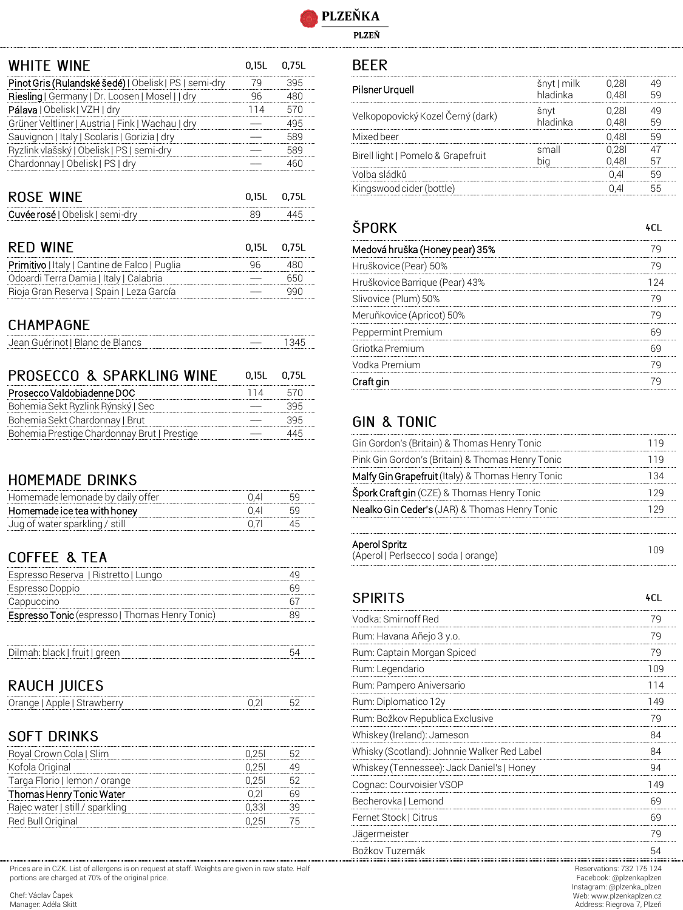# PLZEŇKA

PLZEŇ

## WHITE WINE

| | 0,15L | 0,75L |
|---|---|---|
| **Pinot Gris (Rulandské šedé)** \| Obelisk \| PS \| semi-dry | 79 | 395 |
| **Riesling** \| Germany \| Dr. Loosen \| Mosel \| \| dry | 96 | 480 |
| **Pálava** \| Obelisk \| VZH \| dry | 114 | 570 |
| Grüner Veltliner \| Austria \| Fink \| Wachau \| dry | — | 495 |
| Sauvignon \| Italy \| Scolaris \| Gorizia \| dry | — | 589 |
| Ryzlink vlašský \| Obelisk \| PS \| semi-dry | — | 589 |
| Chardonnay \| Obelisk \| PS \| dry | — | 460 |

## ROSE WINE

| | 0,15L | 0,75L |
|---|---|---|
| **Cuvée rosé** \| Obelisk \| semi-dry | 89 | 445 |

## RED WINE

| | 0,15L | 0,75L |
|---|---|---|
| **Primitivo** \| Italy \| Cantine de Falco \| Puglia | 96 | 480 |
| Odoardi Terra Damia \| Italy \| Calabria | — | 650 |
| Rioja Gran Reserva \| Spain \| Leza García | — | 990 |

## CHAMPAGNE

| | | |
|---|---|---|
| Jean Guérinot \| Blanc de Blancs | — | 1345 |

## PROSECCO & SPARKLING WINE

| | 0,15L | 0,75L |
|---|---|---|
| **Prosecco Valdobiadenne DOC** | 114 | 570 |
| Bohemia Sekt Ryzlink Rýnský \| Sec | — | 395 |
| Bohemia Sekt Chardonnay \| Brut | — | 395 |
| Bohemia Prestige Chardonnay Brut \| Prestige | — | 445 |

## HOMEMADE DRINKS

| | | |
|---|---|---|
| Homemade lemonade by daily offer | 0,4l | 59 |
| **Homemade ice tea with honey** | 0,4l | 59 |
| Jug of water sparkling / still | 0,7l | 45 |

## COFFEE & TEA

| | |
|---|---|
| Espresso Reserva \| Ristretto \| Lungo | 49 |
| Espresso Doppio | 69 |
| Cappuccino | 67 |
| **Espresso Tonic** (espresso \| Thomas Henry Tonic) | 89 |
| Dilmah: black \| fruit \| green | 54 |

## RAUCH JUICES

| | | |
|---|---|---|
| Orange \| Apple \| Strawberry | 0,2l | 52 |

## SOFT DRINKS

| | | |
|---|---|---|
| Royal Crown Cola \| Slim | 0,25l | 52 |
| Kofola Original | 0,25l | 49 |
| Targa Florio \| lemon / orange | 0,25l | 52 |
| **Thomas Henry Tonic Water** | 0,2l | 69 |
| Rajec water \| still / sparkling | 0,33l | 39 |
| Red Bull Original | 0,25l | 75 |

## BEER

| | | | |
|---|---|---|---|
| **Pilsner Urquell** | šnyt \| milk | 0,28l | 49 |
| | hladinka | 0,48l | 59 |
| Velkopopovický Kozel Černý (dark) | šnyt | 0,28l | 49 |
| | hladinka | 0,48l | 59 |
| Mixed beer | | 0,48l | 59 |
| Birell light \| Pomelo & Grapefruit | small | 0,28l | 47 |
| | big | 0,48l | 57 |
| Volba sládků | | 0,4l | 59 |
| Kingswood cider (bottle) | | 0,4l | 55 |

## ŠPORK

| | 4CL |
|---|---|
| **Medová hruška (Honey pear) 35%** | 79 |
| Hruškovice (Pear) 50% | 79 |
| Hruškovice Barrique (Pear) 43% | 124 |
| Slivovice (Plum) 50% | 79 |
| Meruňkovice (Apricot) 50% | 79 |
| Peppermint Premium | 69 |
| Griotka Premium | 69 |
| Vodka Premium | 79 |
| **Craft gin** | 79 |

## GIN & TONIC

| | |
|---|---|
| Gin Gordon's (Britain) & Thomas Henry Tonic | 119 |
| Pink Gin Gordon's (Britain) & Thomas Henry Tonic | 119 |
| **Malfy Gin Grapefruit** (Italy) & Thomas Henry Tonic | 134 |
| **Špork Craft gin** (CZE) & Thomas Henry Tonic | 129 |
| **Nealko Gin Ceder's** (JAR) & Thomas Henry Tonic | 129 |
| **Aperol Spritz** (Aperol \| Perlsecco \| soda \| orange) | 109 |

## SPIRITS

| | 4CL |
|---|---|
| Vodka: Smirnoff Red | 79 |
| Rum: Havana Añejo 3 y.o. | 79 |
| Rum: Captain Morgan Spiced | 79 |
| Rum: Legendario | 109 |
| Rum: Pampero Aniversario | 114 |
| Rum: Diplomatico 12y | 149 |
| Rum: Božkov Republica Exclusive | 79 |
| Whiskey (Ireland): Jameson | 84 |
| Whisky (Scotland): Johnnie Walker Red Label | 84 |
| Whiskey (Tennessee): Jack Daniel's \| Honey | 94 |
| Cognac: Courvoisier VSOP | 149 |
| Becherovka \| Lemond | 69 |
| Fernet Stock \| Citrus | 69 |
| Jägermeister | 79 |
| Božkov Tuzemák | 54 |

Prices are in CZK. List of allergens is on request at staff. Weights are given in raw state. Half portions are charged at 70% of the original price.

Chef: Václav Čapek
Manager: Adéla Skitt

Reservations: 732 175 124
Facebook: @plzenkaplzen
Instagram: @plzenka_plzen
Web: www.plzenkaplzen.cz
Address: Riegrova 7, Plzeň